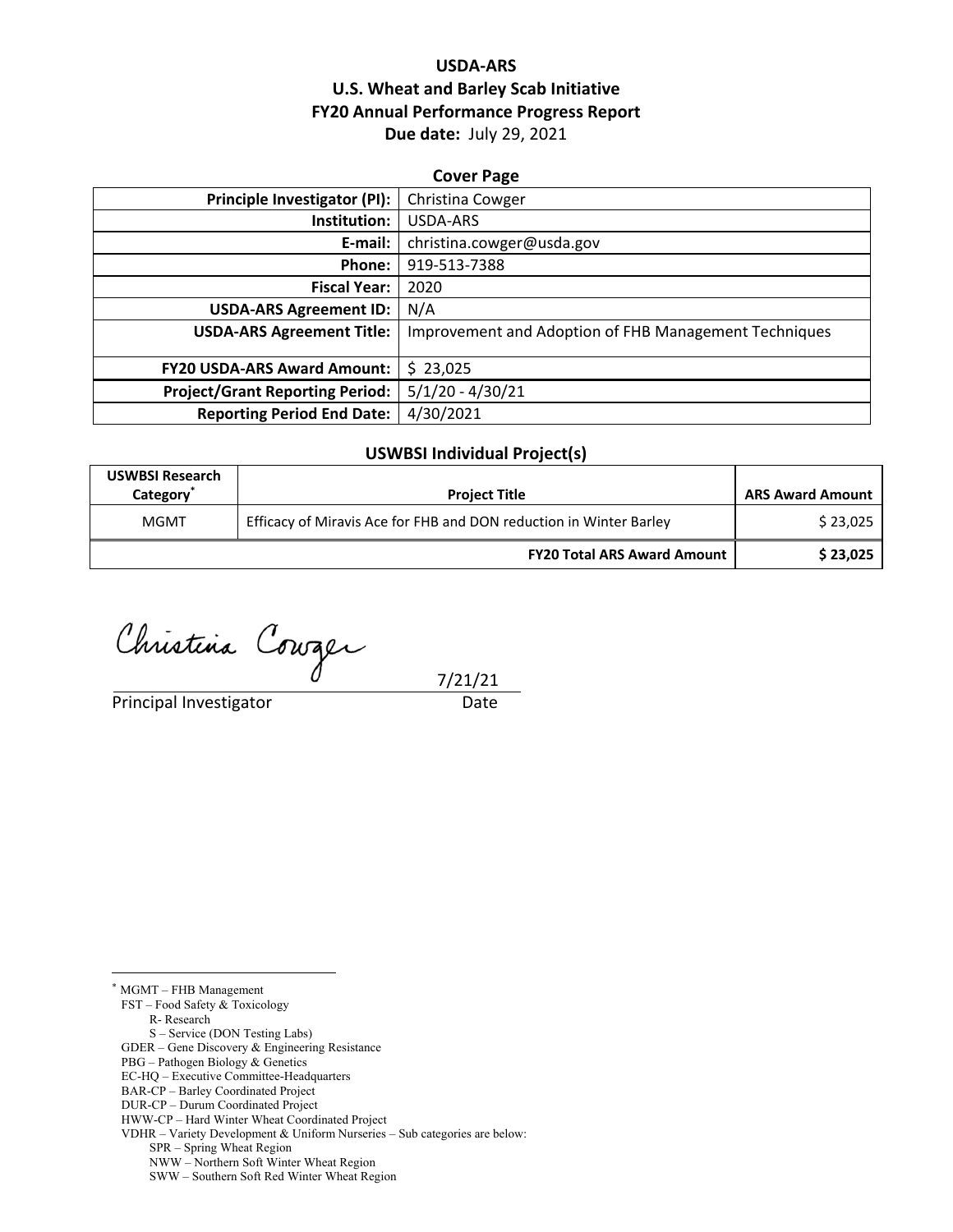# USDA-ARS
# U.S. Wheat and Barley Scab Initiative
# FY20 Annual Performance Progress Report
**Due date:** July 29, 2021

## Cover Page

| | |
|---|---|
| **Principle Investigator (PI):** | Christina Cowger |
| **Institution:** | USDA-ARS |
| **E-mail:** | christina.cowger@usda.gov |
| **Phone:** | 919-513-7388 |
| **Fiscal Year:** | 2020 |
| **USDA-ARS Agreement ID:** | N/A |
| **USDA-ARS Agreement Title:** | Improvement and Adoption of FHB Management Techniques |
| **FY20 USDA-ARS Award Amount:** | $ 23,025 |
| **Project/Grant Reporting Period:** | 5/1/20 - 4/30/21 |
| **Reporting Period End Date:** | 4/30/2021 |

## USWBSI Individual Project(s)

| USWBSI Research Category* | Project Title | ARS Award Amount |
|---|---|---|
| MGMT | Efficacy of Miravis Ace for FHB and DON reduction in Winter Barley | $ 23,025 |
| | **FY20 Total ARS Award Amount** | **$ 23,025** |

Christina Cowger

Principal Investigator 7/21/21 Date

---

\* MGMT – FHB Management
FST – Food Safety & Toxicology
R- Research
S – Service (DON Testing Labs)
GDER – Gene Discovery & Engineering Resistance
PBG – Pathogen Biology & Genetics
EC-HQ – Executive Committee-Headquarters
BAR-CP – Barley Coordinated Project
DUR-CP – Durum Coordinated Project
HWW-CP – Hard Winter Wheat Coordinated Project
VDHR – Variety Development & Uniform Nurseries – Sub categories are below:
SPR – Spring Wheat Region
NWW – Northern Soft Winter Wheat Region
SWW – Southern Soft Red Winter Wheat Region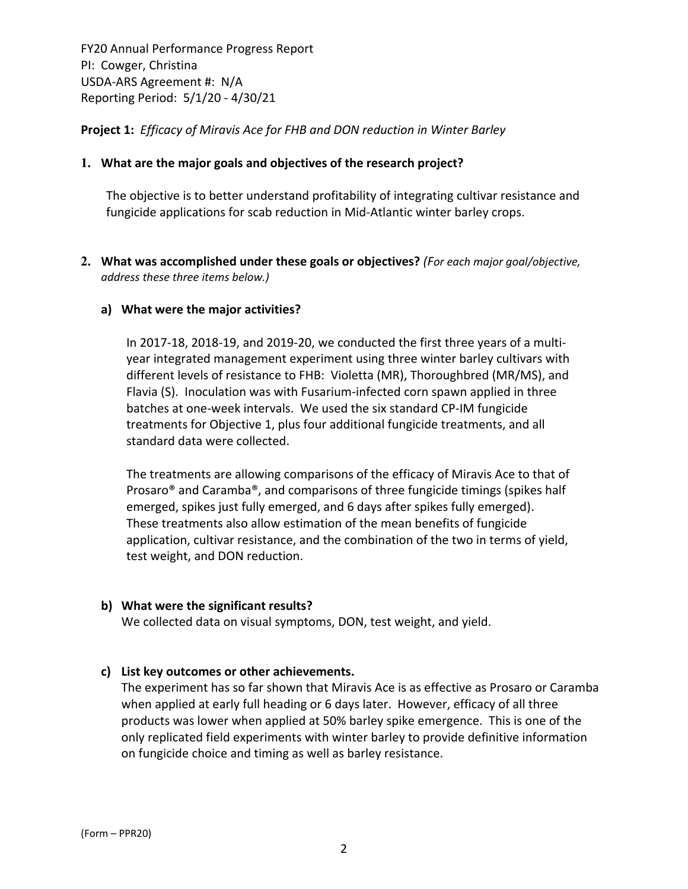FY20 Annual Performance Progress Report
PI: Cowger, Christina
USDA-ARS Agreement #: N/A
Reporting Period: 5/1/20 - 4/30/21

**Project 1:** *Efficacy of Miravis Ace for FHB and DON reduction in Winter Barley*

**1. What are the major goals and objectives of the research project?**

The objective is to better understand profitability of integrating cultivar resistance and fungicide applications for scab reduction in Mid-Atlantic winter barley crops.

**2. What was accomplished under these goals or objectives?** *(For each major goal/objective, address these three items below.)*

**a) What were the major activities?**

In 2017-18, 2018-19, and 2019-20, we conducted the first three years of a multi-year integrated management experiment using three winter barley cultivars with different levels of resistance to FHB: Violetta (MR), Thoroughbred (MR/MS), and Flavia (S). Inoculation was with Fusarium-infected corn spawn applied in three batches at one-week intervals. We used the six standard CP-IM fungicide treatments for Objective 1, plus four additional fungicide treatments, and all standard data were collected.

The treatments are allowing comparisons of the efficacy of Miravis Ace to that of Prosaro® and Caramba®, and comparisons of three fungicide timings (spikes half emerged, spikes just fully emerged, and 6 days after spikes fully emerged). These treatments also allow estimation of the mean benefits of fungicide application, cultivar resistance, and the combination of the two in terms of yield, test weight, and DON reduction.

**b) What were the significant results?**

We collected data on visual symptoms, DON, test weight, and yield.

**c) List key outcomes or other achievements.**

The experiment has so far shown that Miravis Ace is as effective as Prosaro or Caramba when applied at early full heading or 6 days later. However, efficacy of all three products was lower when applied at 50% barley spike emergence. This is one of the only replicated field experiments with winter barley to provide definitive information on fungicide choice and timing as well as barley resistance.

(Form – PPR20)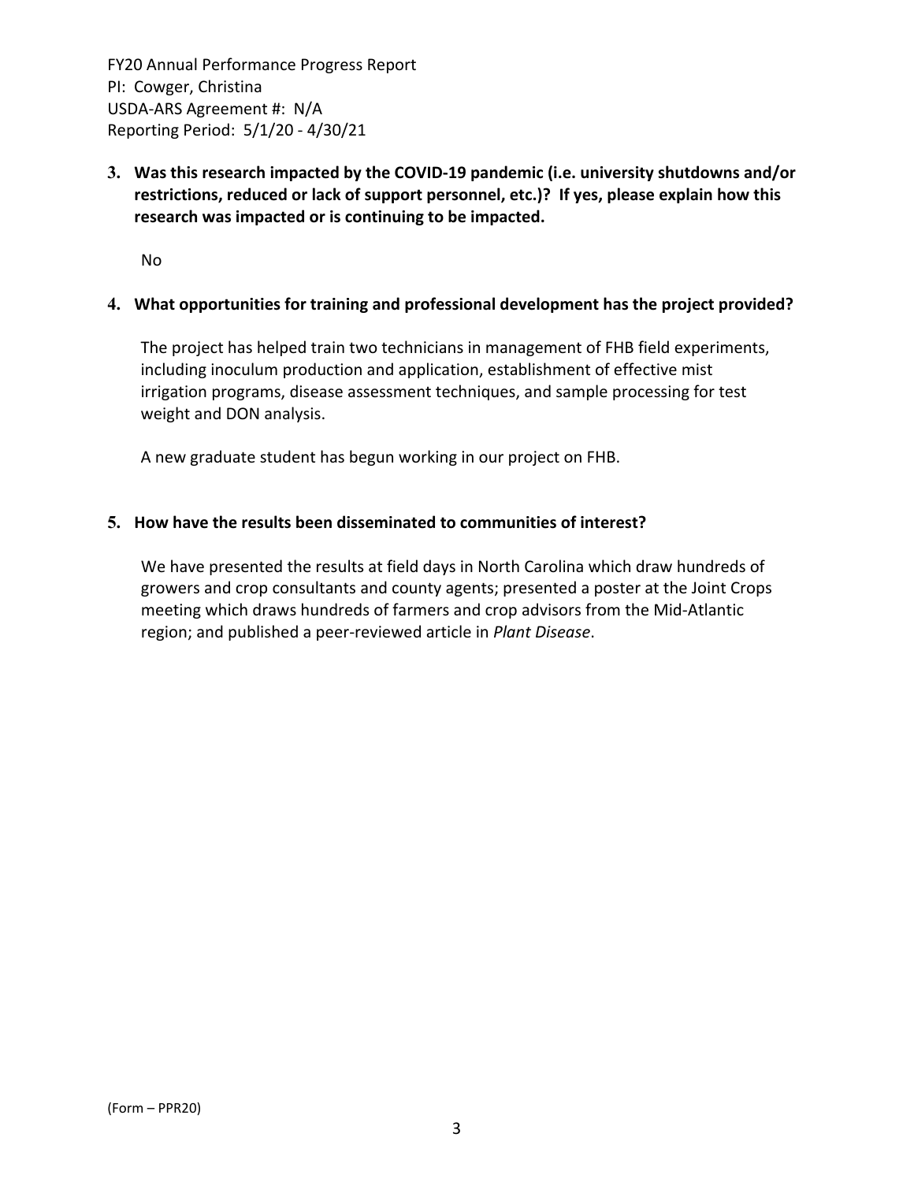**3. Was this research impacted by the COVID-19 pandemic (i.e. university shutdowns and/or restrictions, reduced or lack of support personnel, etc.)? If yes, please explain how this research was impacted or is continuing to be impacted.**

No

**4. What opportunities for training and professional development has the project provided?**

The project has helped train two technicians in management of FHB field experiments, including inoculum production and application, establishment of effective mist irrigation programs, disease assessment techniques, and sample processing for test weight and DON analysis.

A new graduate student has begun working in our project on FHB.

**5. How have the results been disseminated to communities of interest?**

We have presented the results at field days in North Carolina which draw hundreds of growers and crop consultants and county agents; presented a poster at the Joint Crops meeting which draws hundreds of farmers and crop advisors from the Mid-Atlantic region; and published a peer-reviewed article in *Plant Disease*.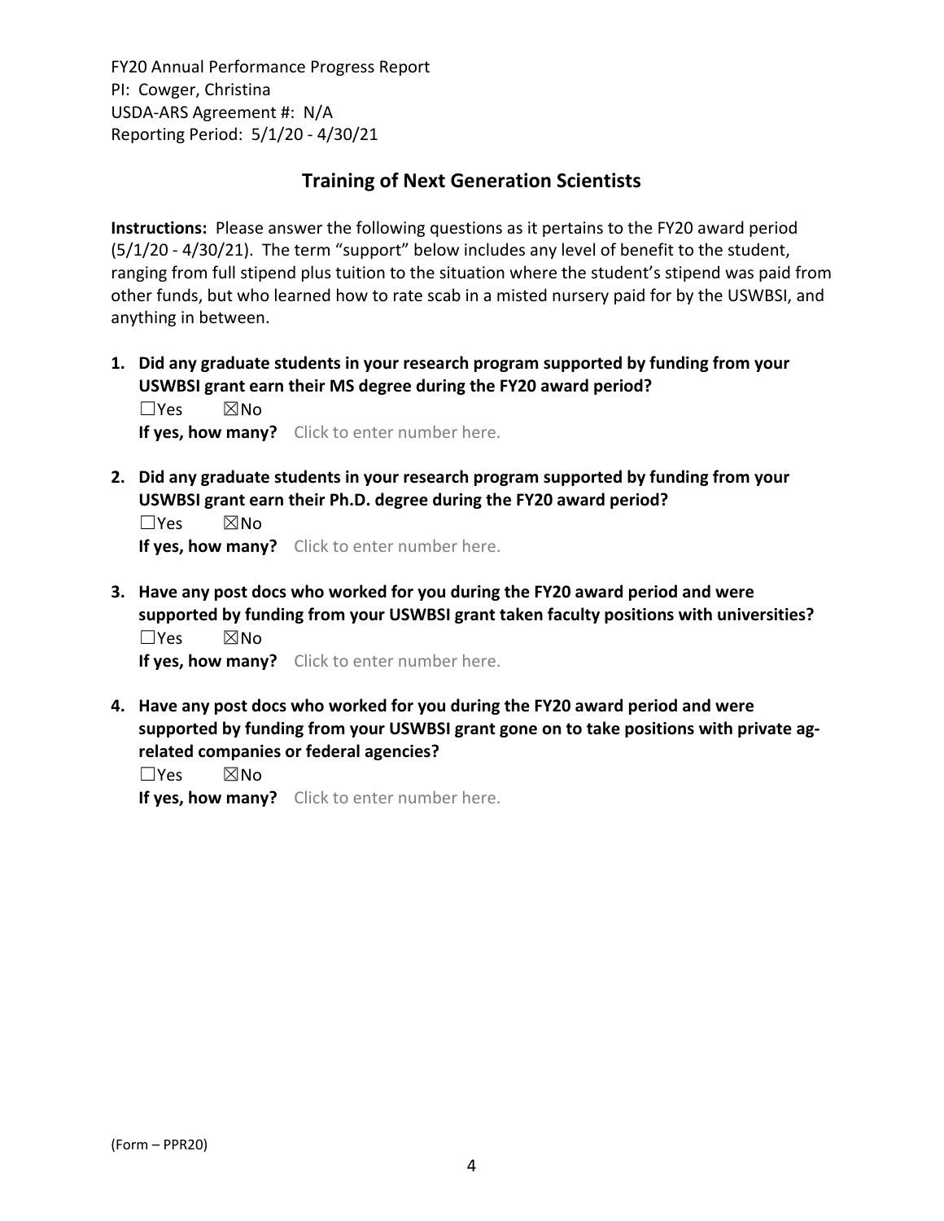## Training of Next Generation Scientists

**Instructions:** Please answer the following questions as it pertains to the FY20 award period (5/1/20 - 4/30/21). The term "support" below includes any level of benefit to the student, ranging from full stipend plus tuition to the situation where the student's stipend was paid from other funds, but who learned how to rate scab in a misted nursery paid for by the USWBSI, and anything in between.

1. **Did any graduate students in your research program supported by funding from your USWBSI grant earn their MS degree during the FY20 award period?**
   ☐Yes ☒No
   **If yes, how many?** Click to enter number here.

2. **Did any graduate students in your research program supported by funding from your USWBSI grant earn their Ph.D. degree during the FY20 award period?**
   ☐Yes ☒No
   **If yes, how many?** Click to enter number here.

3. **Have any post docs who worked for you during the FY20 award period and were supported by funding from your USWBSI grant taken faculty positions with universities?**
   ☐Yes ☒No
   **If yes, how many?** Click to enter number here.

4. **Have any post docs who worked for you during the FY20 award period and were supported by funding from your USWBSI grant gone on to take positions with private ag-related companies or federal agencies?**
   ☐Yes ☒No
   **If yes, how many?** Click to enter number here.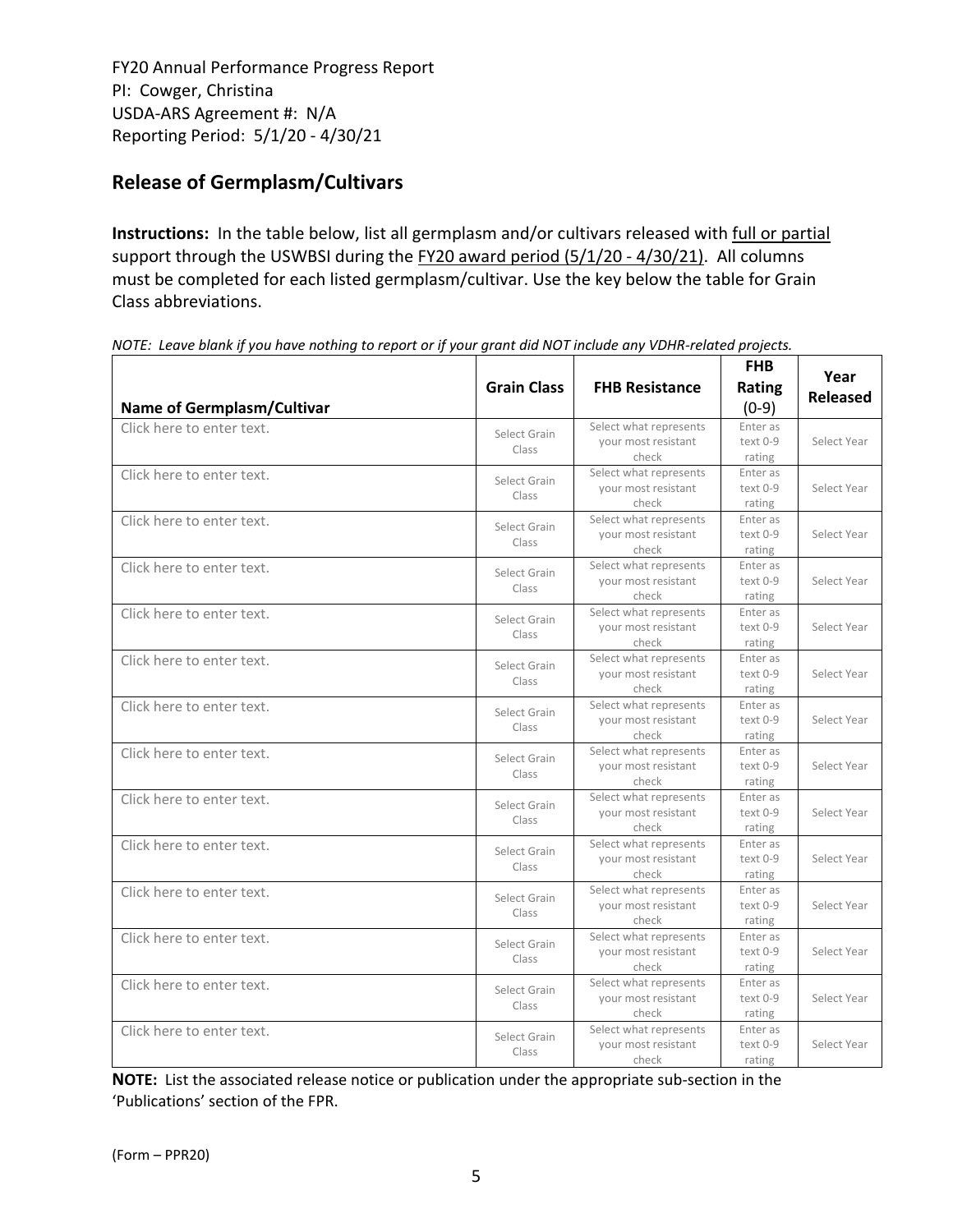FY20 Annual Performance Progress Report
PI: Cowger, Christina
USDA-ARS Agreement #: N/A
Reporting Period: 5/1/20 - 4/30/21

## Release of Germplasm/Cultivars

**Instructions:** In the table below, list all germplasm and/or cultivars released with full or partial support through the USWBSI during the FY20 award period (5/1/20 - 4/30/21). All columns must be completed for each listed germplasm/cultivar. Use the key below the table for Grain Class abbreviations.

*NOTE: Leave blank if you have nothing to report or if your grant did NOT include any VDHR-related projects.*

| Name of Germplasm/Cultivar | Grain Class | FHB Resistance | FHB Rating (0-9) | Year Released |
|---|---|---|---|---|
| Click here to enter text. | Select Grain Class | Select what represents your most resistant check | Enter as text 0-9 rating | Select Year |
| Click here to enter text. | Select Grain Class | Select what represents your most resistant check | Enter as text 0-9 rating | Select Year |
| Click here to enter text. | Select Grain Class | Select what represents your most resistant check | Enter as text 0-9 rating | Select Year |
| Click here to enter text. | Select Grain Class | Select what represents your most resistant check | Enter as text 0-9 rating | Select Year |
| Click here to enter text. | Select Grain Class | Select what represents your most resistant check | Enter as text 0-9 rating | Select Year |
| Click here to enter text. | Select Grain Class | Select what represents your most resistant check | Enter as text 0-9 rating | Select Year |
| Click here to enter text. | Select Grain Class | Select what represents your most resistant check | Enter as text 0-9 rating | Select Year |
| Click here to enter text. | Select Grain Class | Select what represents your most resistant check | Enter as text 0-9 rating | Select Year |
| Click here to enter text. | Select Grain Class | Select what represents your most resistant check | Enter as text 0-9 rating | Select Year |
| Click here to enter text. | Select Grain Class | Select what represents your most resistant check | Enter as text 0-9 rating | Select Year |
| Click here to enter text. | Select Grain Class | Select what represents your most resistant check | Enter as text 0-9 rating | Select Year |
| Click here to enter text. | Select Grain Class | Select what represents your most resistant check | Enter as text 0-9 rating | Select Year |
| Click here to enter text. | Select Grain Class | Select what represents your most resistant check | Enter as text 0-9 rating | Select Year |
| Click here to enter text. | Select Grain Class | Select what represents your most resistant check | Enter as text 0-9 rating | Select Year |

**NOTE:** List the associated release notice or publication under the appropriate sub-section in the 'Publications' section of the FPR.

(Form – PPR20)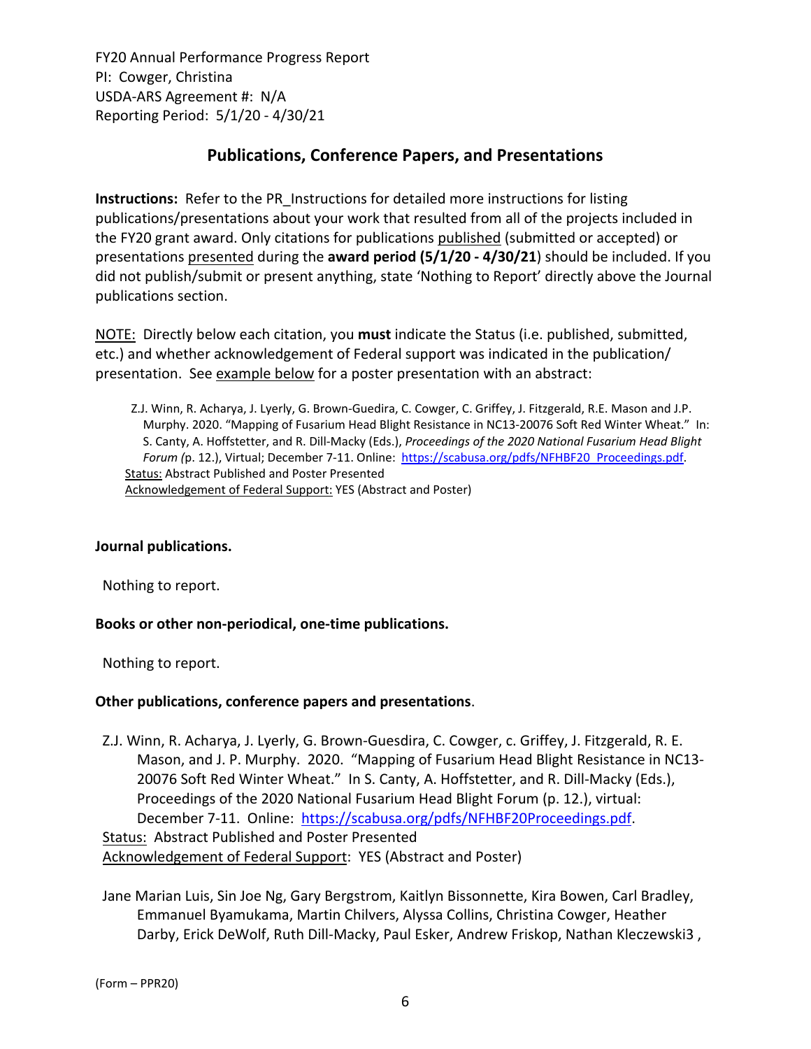FY20 Annual Performance Progress Report
PI: Cowger, Christina
USDA-ARS Agreement #: N/A
Reporting Period: 5/1/20 - 4/30/21

## Publications, Conference Papers, and Presentations

**Instructions:** Refer to the PR_Instructions for detailed more instructions for listing publications/presentations about your work that resulted from all of the projects included in the FY20 grant award. Only citations for publications published (submitted or accepted) or presentations presented during the **award period (5/1/20 - 4/30/21**) should be included. If you did not publish/submit or present anything, state 'Nothing to Report' directly above the Journal publications section.

NOTE: Directly below each citation, you **must** indicate the Status (i.e. published, submitted, etc.) and whether acknowledgement of Federal support was indicated in the publication/ presentation. See example below for a poster presentation with an abstract:

> Z.J. Winn, R. Acharya, J. Lyerly, G. Brown-Guedira, C. Cowger, C. Griffey, J. Fitzgerald, R.E. Mason and J.P. Murphy. 2020. "Mapping of Fusarium Head Blight Resistance in NC13-20076 Soft Red Winter Wheat." In: S. Canty, A. Hoffstetter, and R. Dill-Macky (Eds.), *Proceedings of the 2020 National Fusarium Head Blight Forum (*p. 12.), Virtual; December 7-11. Online: https://scabusa.org/pdfs/NFHBF20_Proceedings.pdf.
> Status: Abstract Published and Poster Presented
> Acknowledgement of Federal Support: YES (Abstract and Poster)

**Journal publications.**

Nothing to report.

**Books or other non-periodical, one-time publications.**

Nothing to report.

**Other publications, conference papers and presentations**.

Z.J. Winn, R. Acharya, J. Lyerly, G. Brown-Guesdira, C. Cowger, c. Griffey, J. Fitzgerald, R. E. Mason, and J. P. Murphy. 2020. "Mapping of Fusarium Head Blight Resistance in NC13-20076 Soft Red Winter Wheat." In S. Canty, A. Hoffstetter, and R. Dill-Macky (Eds.), Proceedings of the 2020 National Fusarium Head Blight Forum (p. 12.), virtual: December 7-11. Online: https://scabusa.org/pdfs/NFHBF20Proceedings.pdf.
Status: Abstract Published and Poster Presented
Acknowledgement of Federal Support: YES (Abstract and Poster)

Jane Marian Luis, Sin Joe Ng, Gary Bergstrom, Kaitlyn Bissonnette, Kira Bowen, Carl Bradley, Emmanuel Byamukama, Martin Chilvers, Alyssa Collins, Christina Cowger, Heather Darby, Erick DeWolf, Ruth Dill-Macky, Paul Esker, Andrew Friskop, Nathan Kleczewski3 ,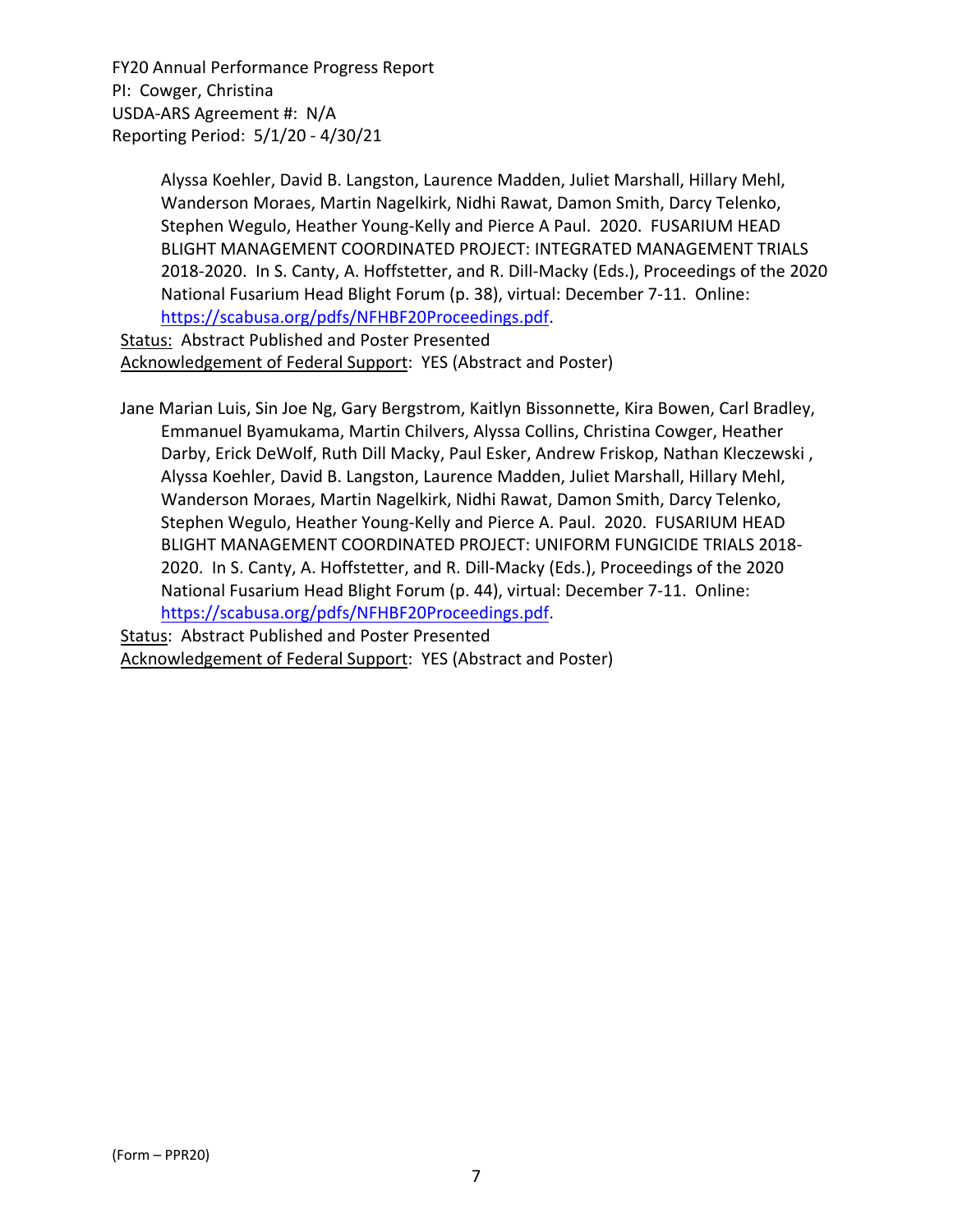Alyssa Koehler, David B. Langston, Laurence Madden, Juliet Marshall, Hillary Mehl, Wanderson Moraes, Martin Nagelkirk, Nidhi Rawat, Damon Smith, Darcy Telenko, Stephen Wegulo, Heather Young-Kelly and Pierce A Paul. 2020. FUSARIUM HEAD BLIGHT MANAGEMENT COORDINATED PROJECT: INTEGRATED MANAGEMENT TRIALS 2018-2020. In S. Canty, A. Hoffstetter, and R. Dill-Macky (Eds.), Proceedings of the 2020 National Fusarium Head Blight Forum (p. 38), virtual: December 7-11. Online: https://scabusa.org/pdfs/NFHBF20Proceedings.pdf.

Status: Abstract Published and Poster Presented

Acknowledgement of Federal Support: YES (Abstract and Poster)

Jane Marian Luis, Sin Joe Ng, Gary Bergstrom, Kaitlyn Bissonnette, Kira Bowen, Carl Bradley, Emmanuel Byamukama, Martin Chilvers, Alyssa Collins, Christina Cowger, Heather Darby, Erick DeWolf, Ruth Dill Macky, Paul Esker, Andrew Friskop, Nathan Kleczewski , Alyssa Koehler, David B. Langston, Laurence Madden, Juliet Marshall, Hillary Mehl, Wanderson Moraes, Martin Nagelkirk, Nidhi Rawat, Damon Smith, Darcy Telenko, Stephen Wegulo, Heather Young-Kelly and Pierce A. Paul. 2020. FUSARIUM HEAD BLIGHT MANAGEMENT COORDINATED PROJECT: UNIFORM FUNGICIDE TRIALS 2018-2020. In S. Canty, A. Hoffstetter, and R. Dill-Macky (Eds.), Proceedings of the 2020 National Fusarium Head Blight Forum (p. 44), virtual: December 7-11. Online: https://scabusa.org/pdfs/NFHBF20Proceedings.pdf.

Status: Abstract Published and Poster Presented

Acknowledgement of Federal Support: YES (Abstract and Poster)